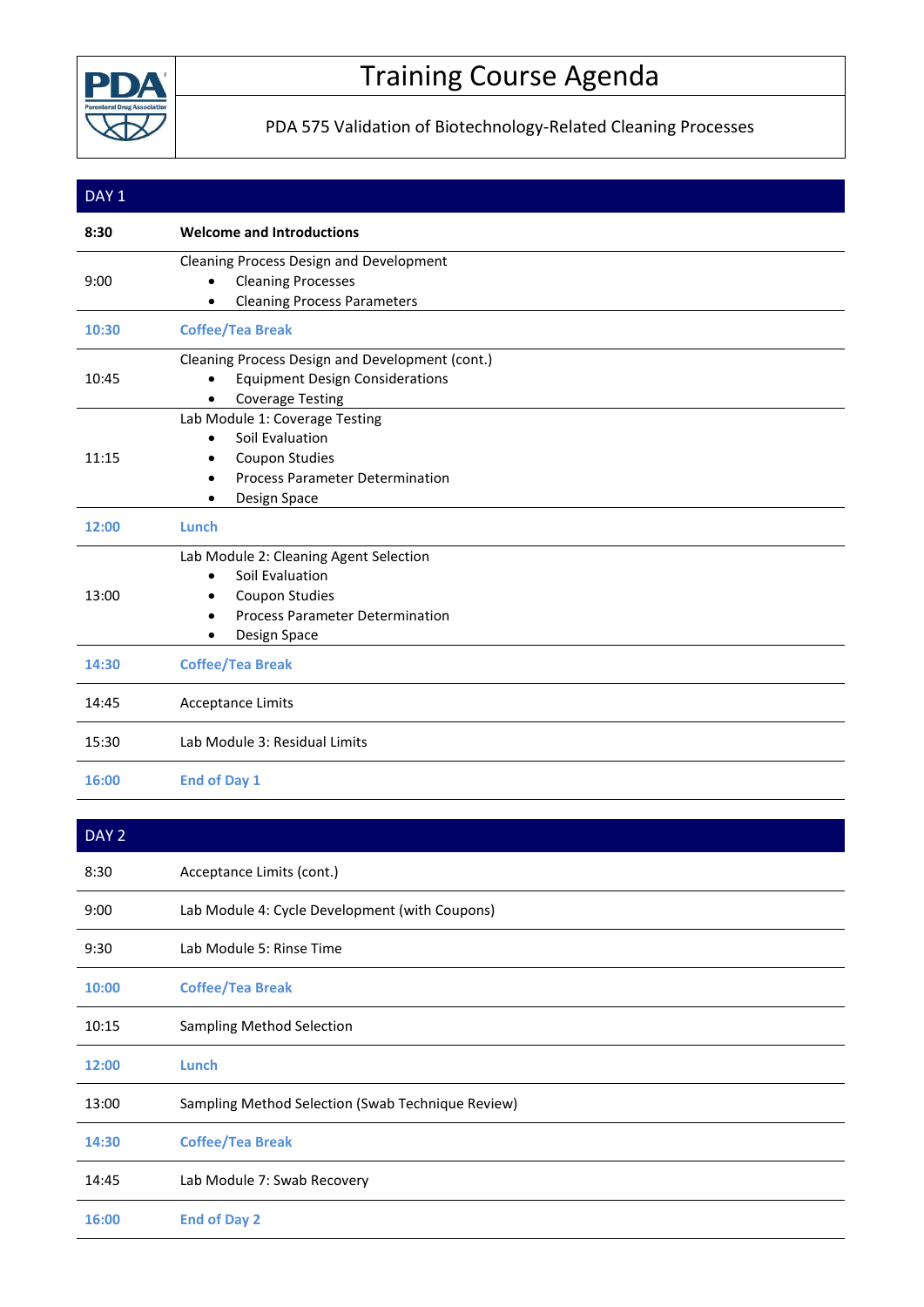PDA Parenteral Drug Association

# Training Course Agenda

PDA 575 Validation of Biotechnology-Related Cleaning Processes

## DAY 1

| | |
|---|---|
| **8:30** | **Welcome and Introductions** |
| 9:00 | Cleaning Process Design and Development<br>• Cleaning Processes<br>• Cleaning Process Parameters |
| **10:30** | **Coffee/Tea Break** |
| 10:45 | Cleaning Process Design and Development (cont.)<br>• Equipment Design Considerations<br>• Coverage Testing |
| 11:15 | Lab Module 1: Coverage Testing<br>• Soil Evaluation<br>• Coupon Studies<br>• Process Parameter Determination<br>• Design Space |
| **12:00** | **Lunch** |
| 13:00 | Lab Module 2: Cleaning Agent Selection<br>• Soil Evaluation<br>• Coupon Studies<br>• Process Parameter Determination<br>• Design Space |
| **14:30** | **Coffee/Tea Break** |
| 14:45 | Acceptance Limits |
| 15:30 | Lab Module 3: Residual Limits |
| **16:00** | **End of Day 1** |

## DAY 2

| | |
|---|---|
| 8:30 | Acceptance Limits (cont.) |
| 9:00 | Lab Module 4: Cycle Development (with Coupons) |
| 9:30 | Lab Module 5: Rinse Time |
| **10:00** | **Coffee/Tea Break** |
| 10:15 | Sampling Method Selection |
| **12:00** | **Lunch** |
| 13:00 | Sampling Method Selection (Swab Technique Review) |
| **14:30** | **Coffee/Tea Break** |
| 14:45 | Lab Module 7: Swab Recovery |
| **16:00** | **End of Day 2** |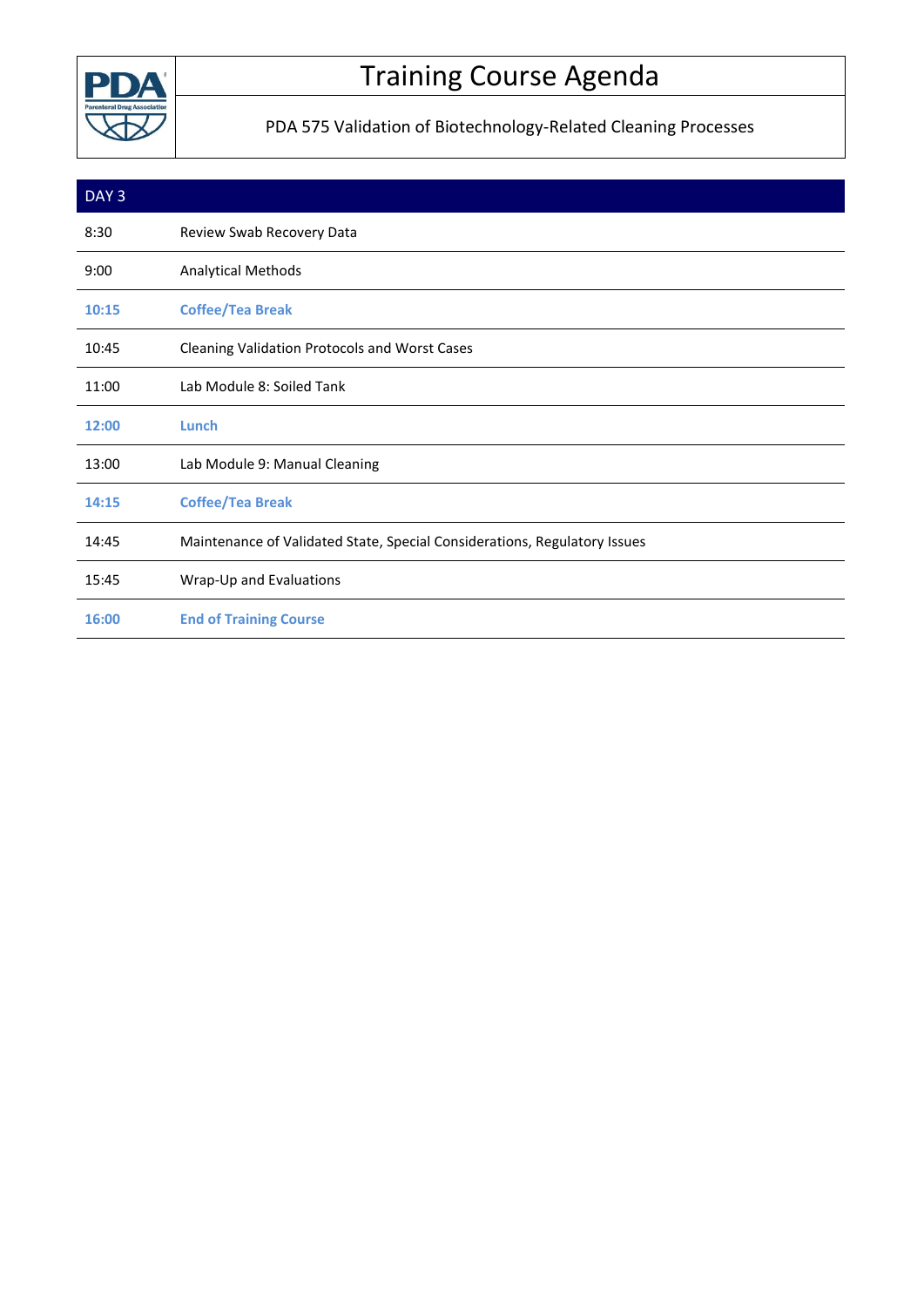# Training Course Agenda

PDA 575 Validation of Biotechnology-Related Cleaning Processes

| DAY 3 | |
|---|---|
| 8:30 | Review Swab Recovery Data |
| 9:00 | Analytical Methods |
| **10:15** | **Coffee/Tea Break** |
| 10:45 | Cleaning Validation Protocols and Worst Cases |
| 11:00 | Lab Module 8: Soiled Tank |
| **12:00** | **Lunch** |
| 13:00 | Lab Module 9: Manual Cleaning |
| **14:15** | **Coffee/Tea Break** |
| 14:45 | Maintenance of Validated State, Special Considerations, Regulatory Issues |
| 15:45 | Wrap-Up and Evaluations |
| **16:00** | **End of Training Course** |